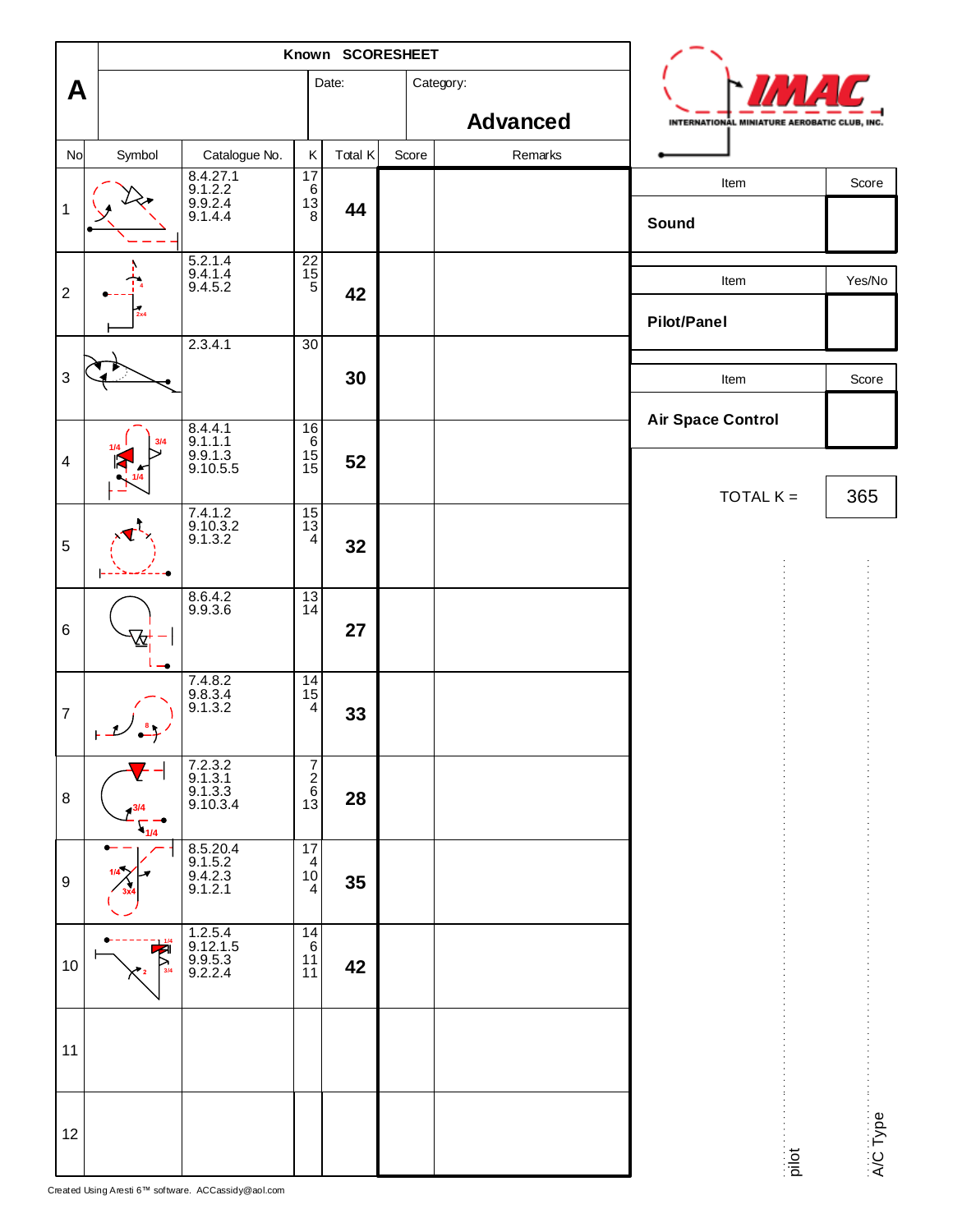# A

**Known SCORESHEET**

Date:

Category: **Advanced**

| No | Symbol | Catalogue No. | K | Total K | Score | Remarks |
|---|---|---|---|---|---|---|
| 1 | | 8.4.27.1<br>9.1.2.2<br>9.9.2.4<br>9.1.4.4 | 17<br>6<br>13<br>8 | **44** | | |
| 2 | | 5.2.1.4<br>9.4.1.4<br>9.4.5.2 | 22<br>15<br>5 | **42** | | |
| 3 | | 2.3.4.1 | 30 | **30** | | |
| 4 | | 8.4.4.1<br>9.1.1.1<br>9.9.1.3<br>9.10.5.5 | 16<br>6<br>15<br>15 | **52** | | |
| 5 | | 7.4.1.2<br>9.10.3.2<br>9.1.3.2 | 15<br>13<br>4 | **32** | | |
| 6 | | 8.6.4.2<br>9.9.3.6 | 13<br>14 | **27** | | |
| 7 | | 7.4.8.2<br>9.8.3.4<br>9.1.3.2 | 14<br>15<br>4 | **33** | | |
| 8 | | 7.2.3.2<br>9.1.3.1<br>9.1.3.3<br>9.10.3.4 | 7<br>2<br>6<br>13 | **28** | | |
| 9 | | 8.5.20.4<br>9.1.5.2<br>9.4.2.3<br>9.1.2.1 | 17<br>4<br>10<br>4 | **35** | | |
| 10 | | 1.2.5.4<br>9.12.1.5<br>9.9.5.3<br>9.2.2.4 | 14<br>6<br>11<br>11 | **42** | | |
| 11 | | | | | | |
| 12 | | | | | | |

IMAC — INTERNATIONAL MINIATURE AEROBATIC CLUB, INC.

| Item | Score |
|---|---|
| **Sound** | |

| Item | Yes/No |
|---|---|
| **Pilot/Panel** | |

| Item | Score |
|---|---|
| **Air Space Control** | |

TOTAL K = 365

pilot

A/C Type

Created Using Aresti 6™ software. ACCassidy@aol.com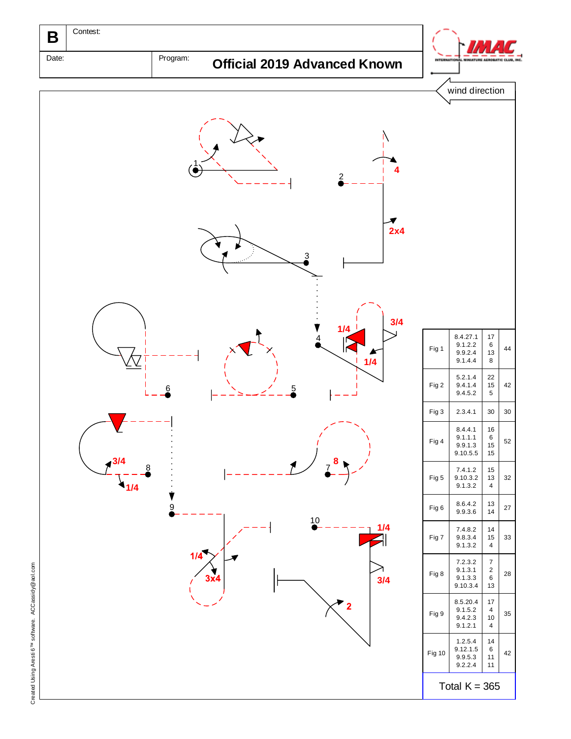| B | Contest: |
|---|---|
| Date: | Program: **Official 2019 Advanced Known** |

IMAC INTERNATIONAL MINIATURE AEROBATIC CLUB, INC.

wind direction

| Fig | Catalog | K | Total |
|---|---|---|---|
| Fig 1 | 8.4.27.1<br>9.1.2.2<br>9.9.2.4<br>9.1.4.4 | 17<br>6<br>13<br>8 | 44 |
| Fig 2 | 5.2.1.4<br>9.4.1.4<br>9.4.5.2 | 22<br>15<br>5 | 42 |
| Fig 3 | 2.3.4.1 | 30 | 30 |
| Fig 4 | 8.4.4.1<br>9.1.1.1<br>9.9.1.3<br>9.10.5.5 | 16<br>6<br>15<br>15 | 52 |
| Fig 5 | 7.4.1.2<br>9.10.3.2<br>9.1.3.2 | 15<br>13<br>4 | 32 |
| Fig 6 | 8.6.4.2<br>9.9.3.6 | 13<br>14 | 27 |
| Fig 7 | 7.4.8.2<br>9.8.3.4<br>9.1.3.2 | 14<br>15<br>4 | 33 |
| Fig 8 | 7.2.3.2<br>9.1.3.1<br>9.1.3.3<br>9.10.3.4 | 7<br>2<br>6<br>13 | 28 |
| Fig 9 | 8.5.20.4<br>9.1.5.2<br>9.4.2.3<br>9.1.2.1 | 17<br>4<br>10<br>4 | 35 |
| Fig 10 | 1.2.5.4<br>9.12.1.5<br>9.9.5.3<br>9.2.2.4 | 14<br>6<br>11<br>11 | 42 |

Total K = 365

Created Using Aresti 6™ software. ACCassidy@aol.com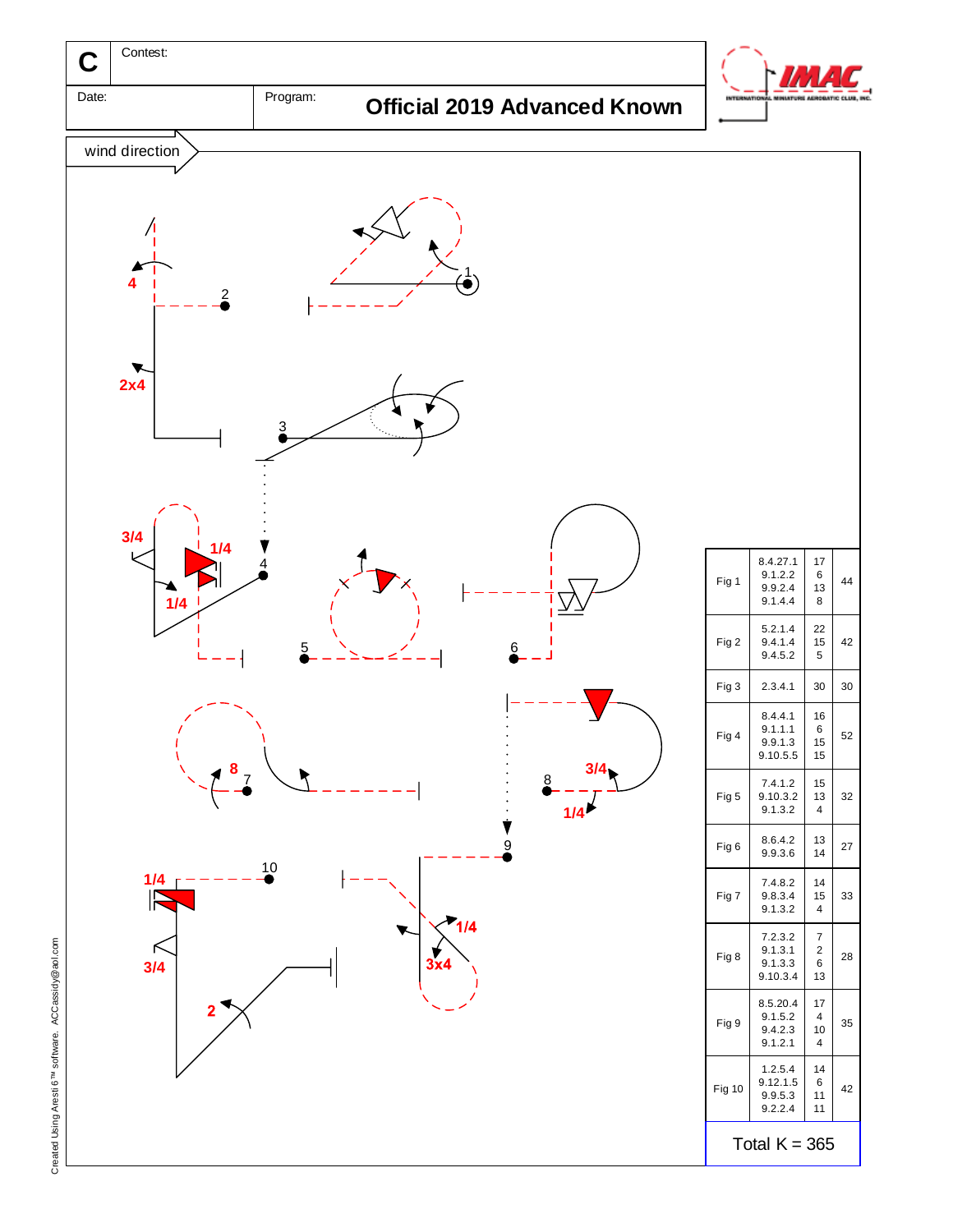| C | Contest: |
|---|---|
| Date: | Program: **Official 2019 Advanced Known** |

IMAC INTERNATIONAL MINIATURE AEROBATIC CLUB, INC.

wind direction

4

2

2x4

1

3

3/4

1/4

1/4

4

5

6

8

7

3/4

8

1/4

9

1/4

10

3/4

1/4

3x4

2

| | | | |
|---|---|---|---|
| Fig 1 | 8.4.27.1<br>9.1.2.2<br>9.9.2.4<br>9.1.4.4 | 17<br>6<br>13<br>8 | 44 |
| Fig 2 | 5.2.1.4<br>9.4.1.4<br>9.4.5.2 | 22<br>15<br>5 | 42 |
| Fig 3 | 2.3.4.1 | 30 | 30 |
| Fig 4 | 8.4.4.1<br>9.1.1.1<br>9.9.1.3<br>9.10.5.5 | 16<br>6<br>15<br>15 | 52 |
| Fig 5 | 7.4.1.2<br>9.10.3.2<br>9.1.3.2 | 15<br>13<br>4 | 32 |
| Fig 6 | 8.6.4.2<br>9.9.3.6 | 13<br>14 | 27 |
| Fig 7 | 7.4.8.2<br>9.8.3.4<br>9.1.3.2 | 14<br>15<br>4 | 33 |
| Fig 8 | 7.2.3.2<br>9.1.3.1<br>9.1.3.3<br>9.10.3.4 | 7<br>2<br>6<br>13 | 28 |
| Fig 9 | 8.5.20.4<br>9.1.5.2<br>9.4.2.3<br>9.1.2.1 | 17<br>4<br>10<br>4 | 35 |
| Fig 10 | 1.2.5.4<br>9.12.1.5<br>9.9.5.3<br>9.2.2.4 | 14<br>6<br>11<br>11 | 42 |

Total K = 365

Created Using Aresti 6™ software. ACCassidy@aol.com